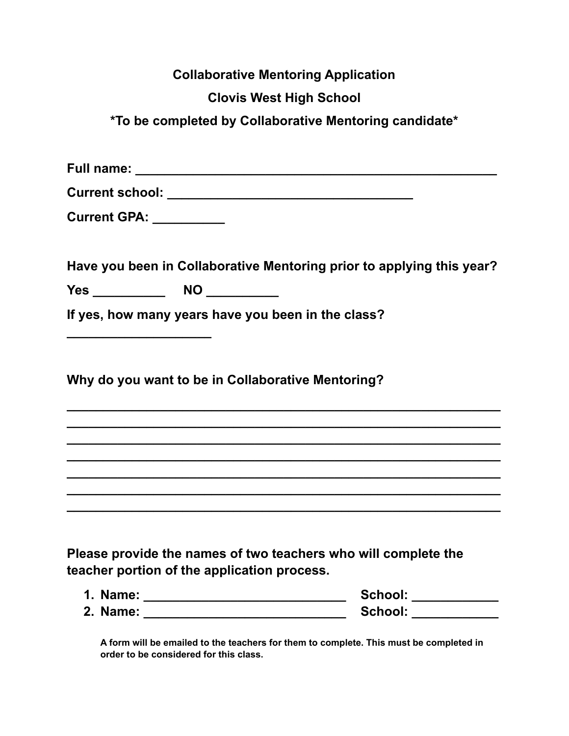**Collaborative Mentoring Application**

**Clovis West High School**

**\*To be completed by Collaborative Mentoring candidate\***

**Full name:** ______________________________________________

**Current school:** ________________________________

**Current GPA:** __________

**Have you been in Collaborative Mentoring prior to applying this year?**

**Yes** __________ **NO** __________

**If yes, how many years have you been in the class?**

____________________

**Why do you want to be in Collaborative Mentoring?**

____________________________________________________________

____________________________________________________________

____________________________________________________________

____________________________________________________________

____________________________________________________________

____________________________________________________________

____________________________________________________________

**Please provide the names of two teachers who will complete the teacher portion of the application process.**

1. **Name:** ____________________________ **School:** ____________
2. **Name:** ____________________________ **School:** ____________

**A form will be emailed to the teachers for them to complete. This must be completed in order to be considered for this class.**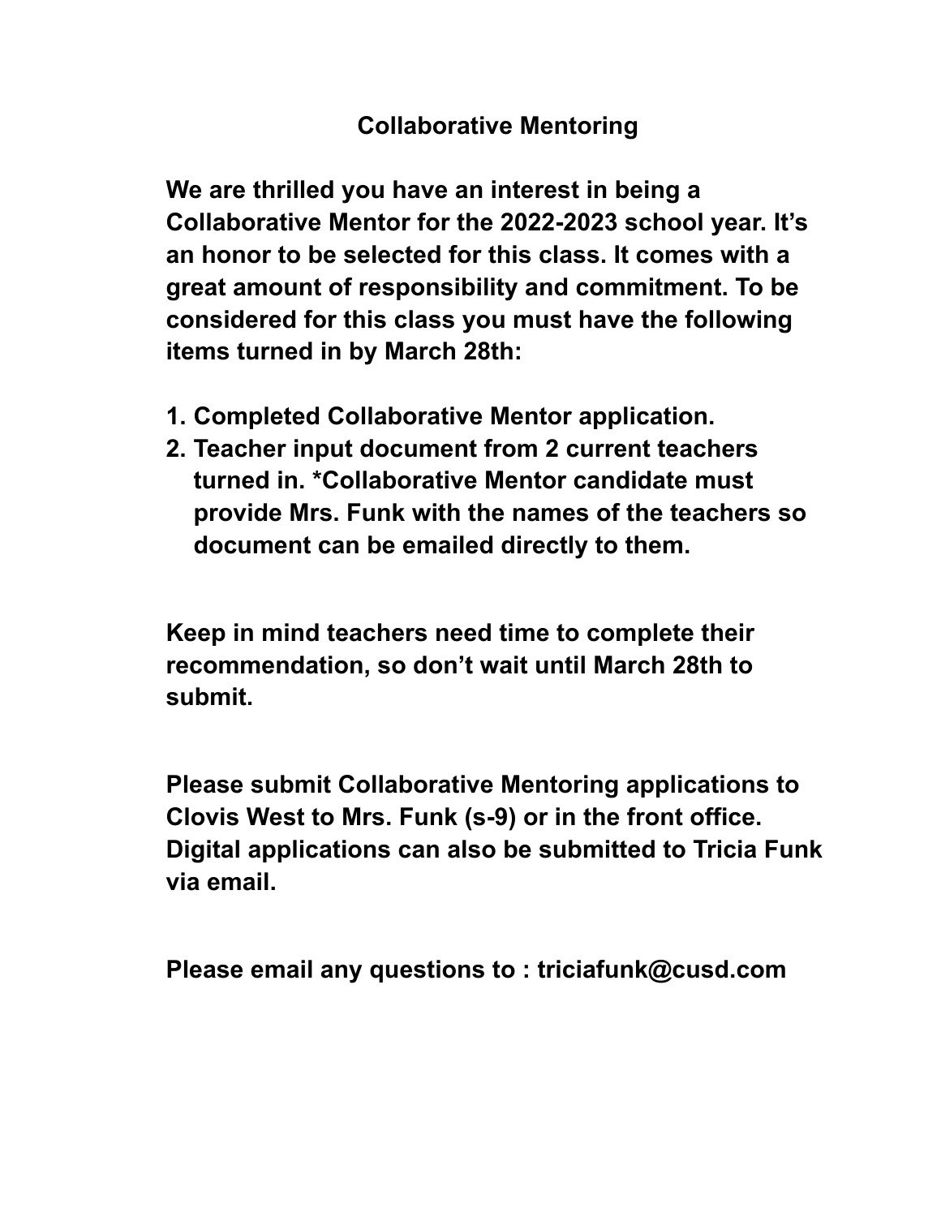# Collaborative Mentoring

**We are thrilled you have an interest in being a Collaborative Mentor for the 2022-2023 school year. It's an honor to be selected for this class. It comes with a great amount of responsibility and commitment. To be considered for this class you must have the following items turned in by March 28th:**

1. **Completed Collaborative Mentor application.**
2. **Teacher input document from 2 current teachers turned in. *Collaborative Mentor candidate must provide Mrs. Funk with the names of the teachers so document can be emailed directly to them.**

**Keep in mind teachers need time to complete their recommendation, so don't wait until March 28th to submit.**

**Please submit Collaborative Mentoring applications to Clovis West to Mrs. Funk (s-9) or in the front office. Digital applications can also be submitted to Tricia Funk via email.**

**Please email any questions to : triciafunk@cusd.com**